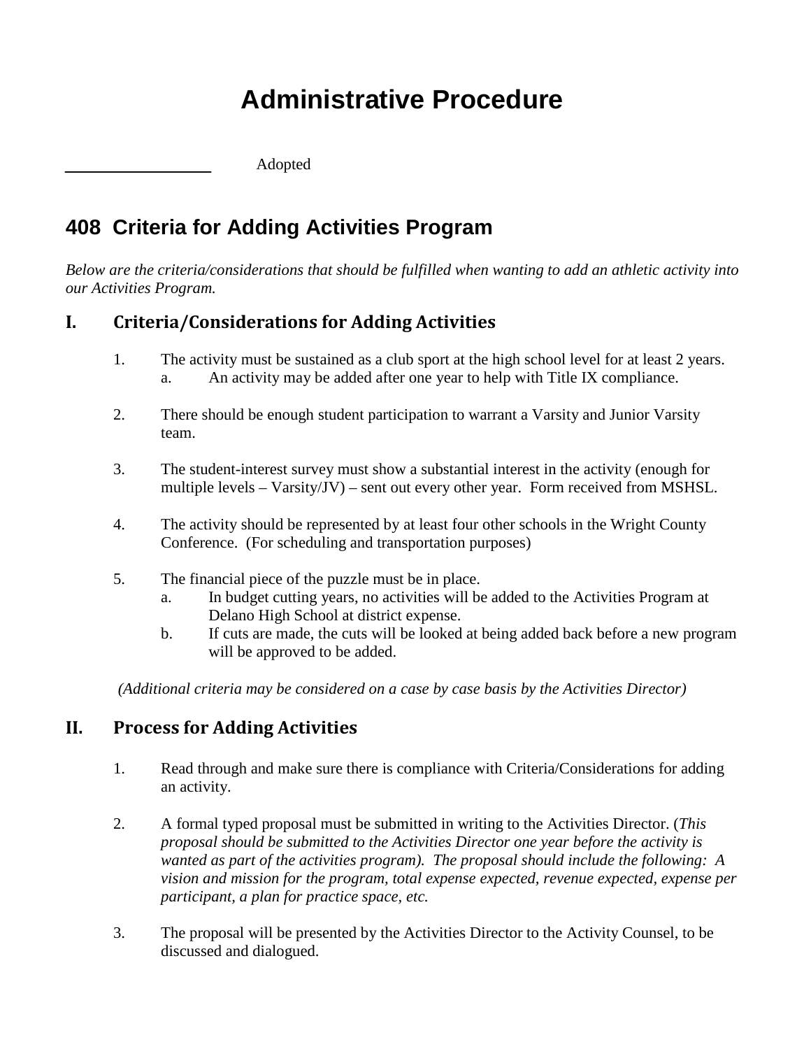# Administrative Procedure

\_\_\_\_\_\_\_\_\_\_\_\_\_\_\_\_\_\_ Adopted

## 408 Criteria for Adding Activities Program

*Below are the criteria/considerations that should be fulfilled when wanting to add an athletic activity into our Activities Program.*

### I. Criteria/Considerations for Adding Activities

1. The activity must be sustained as a club sport at the high school level for at least 2 years.
   a. An activity may be added after one year to help with Title IX compliance.

2. There should be enough student participation to warrant a Varsity and Junior Varsity team.

3. The student-interest survey must show a substantial interest in the activity (enough for multiple levels – Varsity/JV) – sent out every other year. Form received from MSHSL.

4. The activity should be represented by at least four other schools in the Wright County Conference. (For scheduling and transportation purposes)

5. The financial piece of the puzzle must be in place.
   a. In budget cutting years, no activities will be added to the Activities Program at Delano High School at district expense.
   b. If cuts are made, the cuts will be looked at being added back before a new program will be approved to be added.

*(Additional criteria may be considered on a case by case basis by the Activities Director)*

### II. Process for Adding Activities

1. Read through and make sure there is compliance with Criteria/Considerations for adding an activity.

2. A formal typed proposal must be submitted in writing to the Activities Director. (*This proposal should be submitted to the Activities Director one year before the activity is wanted as part of the activities program). The proposal should include the following: A vision and mission for the program, total expense expected, revenue expected, expense per participant, a plan for practice space, etc.*

3. The proposal will be presented by the Activities Director to the Activity Counsel, to be discussed and dialogued.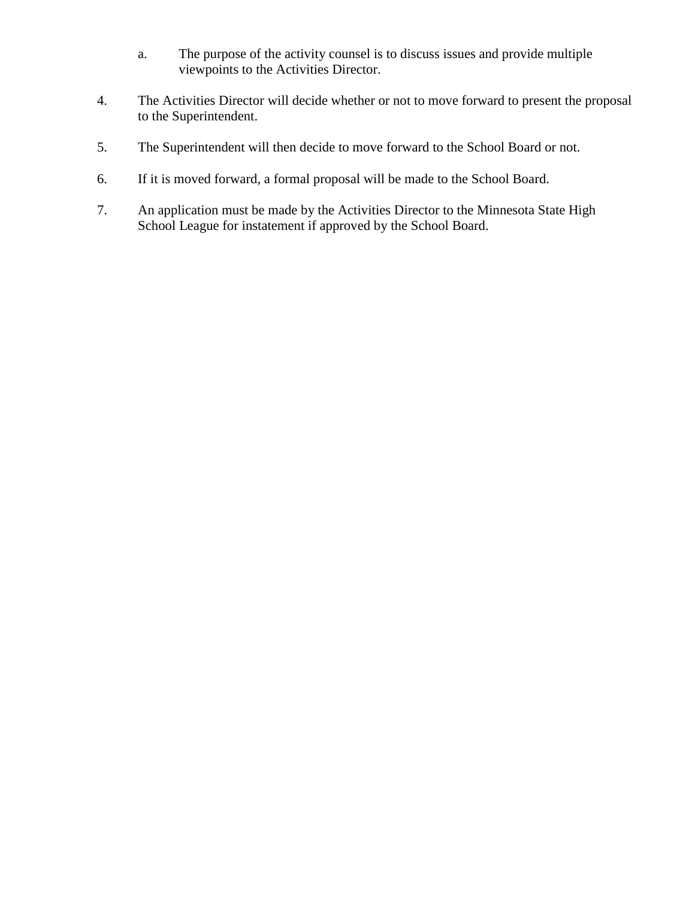a. The purpose of the activity counsel is to discuss issues and provide multiple viewpoints to the Activities Director.

4. The Activities Director will decide whether or not to move forward to present the proposal to the Superintendent.

5. The Superintendent will then decide to move forward to the School Board or not.

6. If it is moved forward, a formal proposal will be made to the School Board.

7. An application must be made by the Activities Director to the Minnesota State High School League for instatement if approved by the School Board.